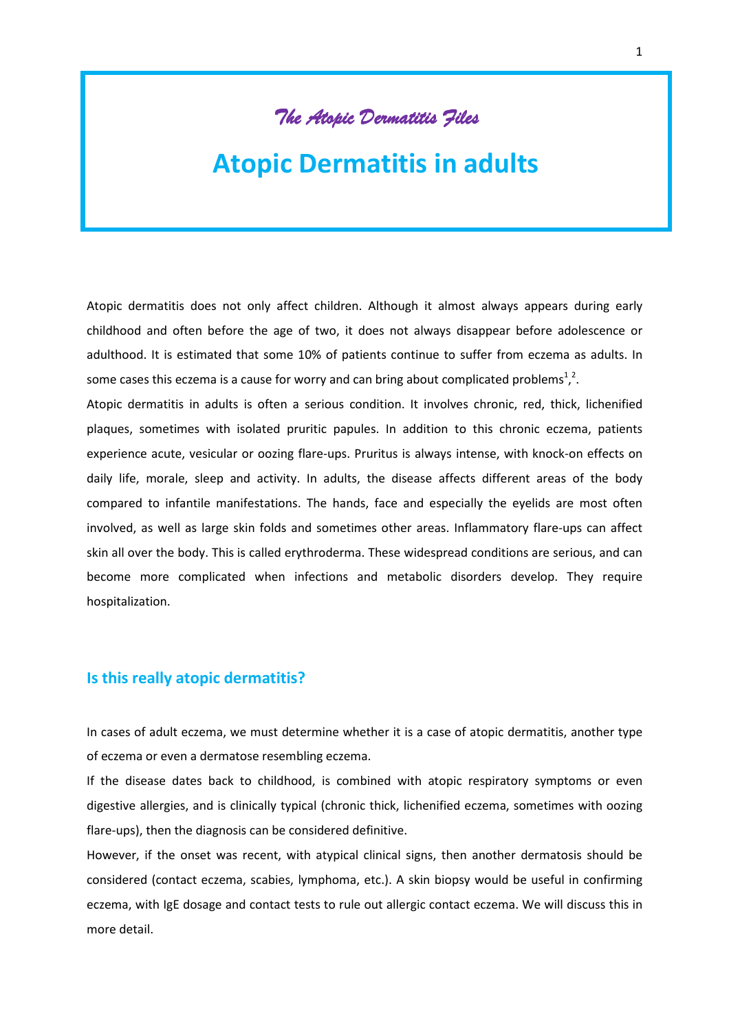*The Atopic Dermatitis Files*

# Atopic Dermatitis in adults

Atopic dermatitis does not only affect children. Although it almost always appears during early childhood and often before the age of two, it does not always disappear before adolescence or adulthood. It is estimated that some 10% of patients continue to suffer from eczema as adults. In some cases this eczema is a cause for worry and can bring about complicated problems[1],[2].

Atopic dermatitis in adults is often a serious condition. It involves chronic, red, thick, lichenified plaques, sometimes with isolated pruritic papules. In addition to this chronic eczema, patients experience acute, vesicular or oozing flare-ups. Pruritus is always intense, with knock-on effects on daily life, morale, sleep and activity. In adults, the disease affects different areas of the body compared to infantile manifestations. The hands, face and especially the eyelids are most often involved, as well as large skin folds and sometimes other areas. Inflammatory flare-ups can affect skin all over the body. This is called erythroderma. These widespread conditions are serious, and can become more complicated when infections and metabolic disorders develop. They require hospitalization.

## Is this really atopic dermatitis?

In cases of adult eczema, we must determine whether it is a case of atopic dermatitis, another type of eczema or even a dermatose resembling eczema.

If the disease dates back to childhood, is combined with atopic respiratory symptoms or even digestive allergies, and is clinically typical (chronic thick, lichenified eczema, sometimes with oozing flare-ups), then the diagnosis can be considered definitive.

However, if the onset was recent, with atypical clinical signs, then another dermatosis should be considered (contact eczema, scabies, lymphoma, etc.). A skin biopsy would be useful in confirming eczema, with IgE dosage and contact tests to rule out allergic contact eczema. We will discuss this in more detail.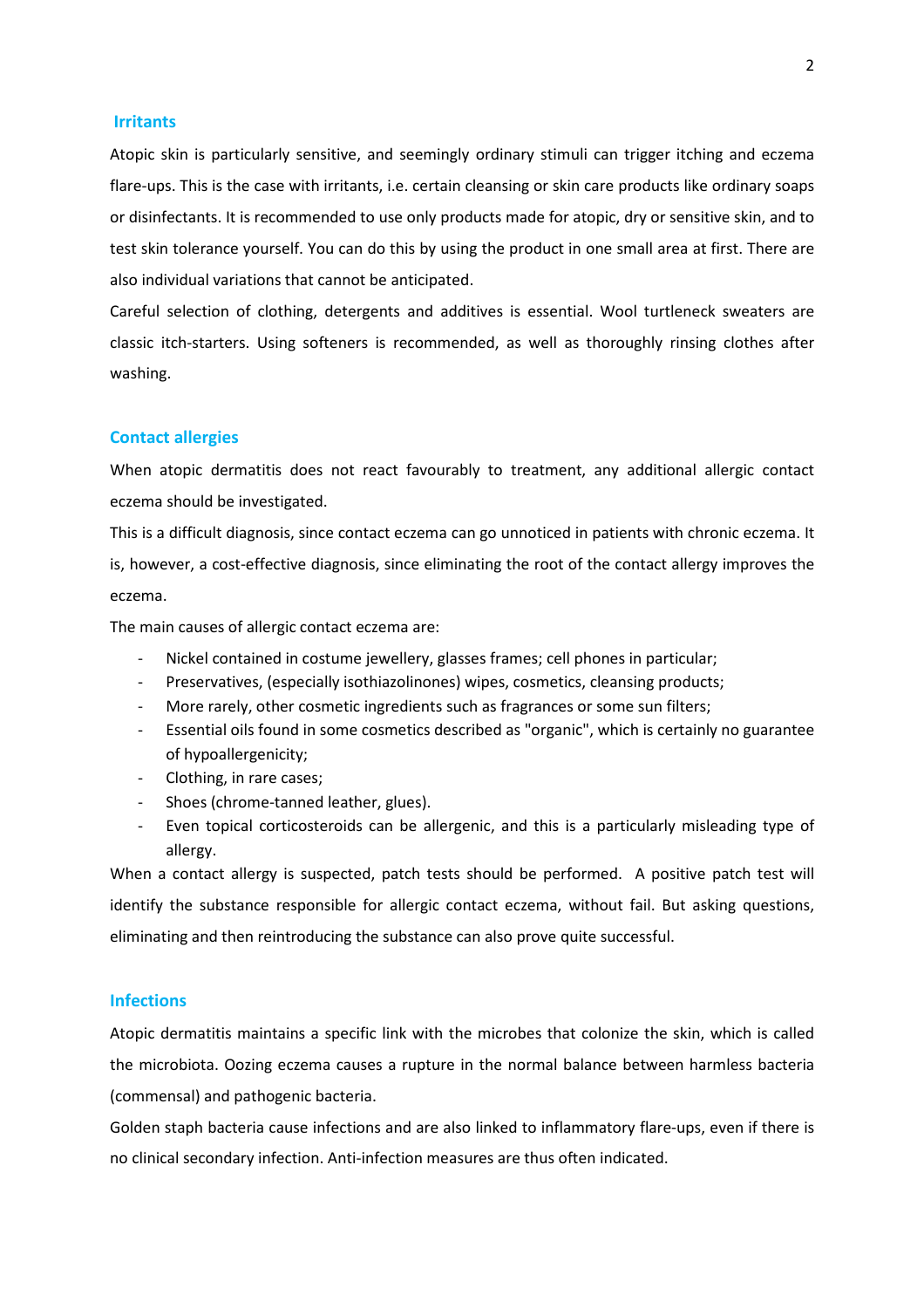## Irritants

Atopic skin is particularly sensitive, and seemingly ordinary stimuli can trigger itching and eczema flare-ups. This is the case with irritants, i.e. certain cleansing or skin care products like ordinary soaps or disinfectants. It is recommended to use only products made for atopic, dry or sensitive skin, and to test skin tolerance yourself. You can do this by using the product in one small area at first. There are also individual variations that cannot be anticipated.

Careful selection of clothing, detergents and additives is essential. Wool turtleneck sweaters are classic itch-starters. Using softeners is recommended, as well as thoroughly rinsing clothes after washing.

## Contact allergies

When atopic dermatitis does not react favourably to treatment, any additional allergic contact eczema should be investigated.

This is a difficult diagnosis, since contact eczema can go unnoticed in patients with chronic eczema. It is, however, a cost-effective diagnosis, since eliminating the root of the contact allergy improves the eczema.

The main causes of allergic contact eczema are:

- Nickel contained in costume jewellery, glasses frames; cell phones in particular;
- Preservatives, (especially isothiazolinones) wipes, cosmetics, cleansing products;
- More rarely, other cosmetic ingredients such as fragrances or some sun filters;
- Essential oils found in some cosmetics described as "organic", which is certainly no guarantee of hypoallergenicity;
- Clothing, in rare cases;
- Shoes (chrome-tanned leather, glues).
- Even topical corticosteroids can be allergenic, and this is a particularly misleading type of allergy.

When a contact allergy is suspected, patch tests should be performed. A positive patch test will identify the substance responsible for allergic contact eczema, without fail. But asking questions, eliminating and then reintroducing the substance can also prove quite successful.

## Infections

Atopic dermatitis maintains a specific link with the microbes that colonize the skin, which is called the microbiota. Oozing eczema causes a rupture in the normal balance between harmless bacteria (commensal) and pathogenic bacteria.

Golden staph bacteria cause infections and are also linked to inflammatory flare-ups, even if there is no clinical secondary infection. Anti-infection measures are thus often indicated.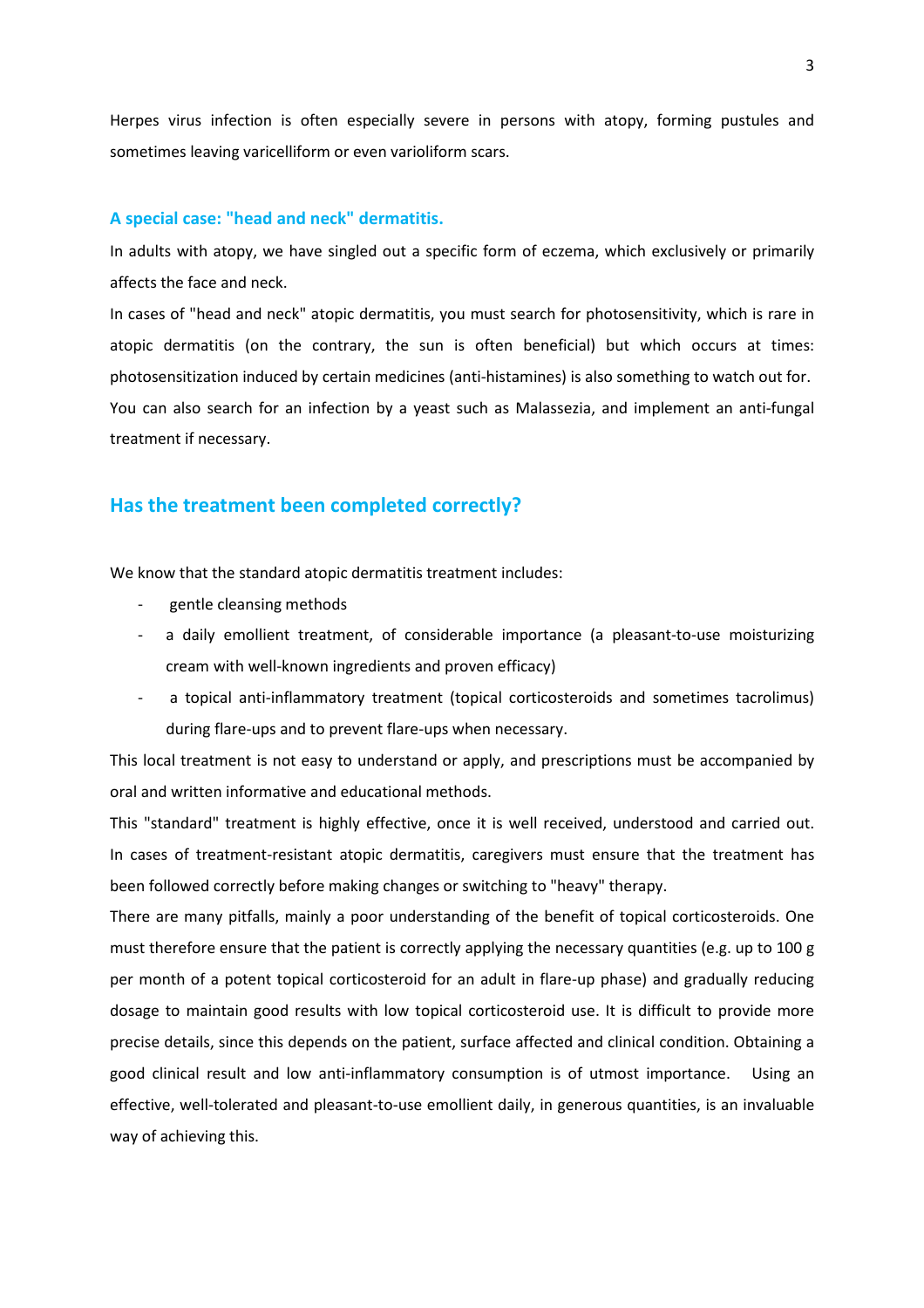Herpes virus infection is often especially severe in persons with atopy, forming pustules and sometimes leaving varicelliform or even varioliform scars.

### A special case: "head and neck" dermatitis.

In adults with atopy, we have singled out a specific form of eczema, which exclusively or primarily affects the face and neck.

In cases of "head and neck" atopic dermatitis, you must search for photosensitivity, which is rare in atopic dermatitis (on the contrary, the sun is often beneficial) but which occurs at times: photosensitization induced by certain medicines (anti-histamines) is also something to watch out for.

You can also search for an infection by a yeast such as Malassezia, and implement an anti-fungal treatment if necessary.

## Has the treatment been completed correctly?

We know that the standard atopic dermatitis treatment includes:

- gentle cleansing methods
- a daily emollient treatment, of considerable importance (a pleasant-to-use moisturizing cream with well-known ingredients and proven efficacy)
- a topical anti-inflammatory treatment (topical corticosteroids and sometimes tacrolimus) during flare-ups and to prevent flare-ups when necessary.

This local treatment is not easy to understand or apply, and prescriptions must be accompanied by oral and written informative and educational methods.

This "standard" treatment is highly effective, once it is well received, understood and carried out. In cases of treatment-resistant atopic dermatitis, caregivers must ensure that the treatment has been followed correctly before making changes or switching to "heavy" therapy.

There are many pitfalls, mainly a poor understanding of the benefit of topical corticosteroids. One must therefore ensure that the patient is correctly applying the necessary quantities (e.g. up to 100 g per month of a potent topical corticosteroid for an adult in flare-up phase) and gradually reducing dosage to maintain good results with low topical corticosteroid use. It is difficult to provide more precise details, since this depends on the patient, surface affected and clinical condition. Obtaining a good clinical result and low anti-inflammatory consumption is of utmost importance. Using an effective, well-tolerated and pleasant-to-use emollient daily, in generous quantities, is an invaluable way of achieving this.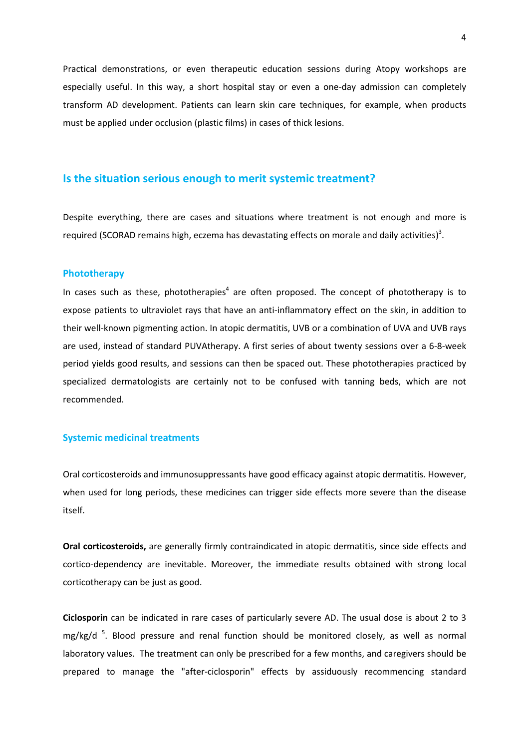Practical demonstrations, or even therapeutic education sessions during Atopy workshops are especially useful. In this way, a short hospital stay or even a one-day admission can completely transform AD development. Patients can learn skin care techniques, for example, when products must be applied under occlusion (plastic films) in cases of thick lesions.

## Is the situation serious enough to merit systemic treatment?

Despite everything, there are cases and situations where treatment is not enough and more is required (SCORAD remains high, eczema has devastating effects on morale and daily activities)[3].

### Phototherapy

In cases such as these, phototherapies[4] are often proposed. The concept of phototherapy is to expose patients to ultraviolet rays that have an anti-inflammatory effect on the skin, in addition to their well-known pigmenting action. In atopic dermatitis, UVB or a combination of UVA and UVB rays are used, instead of standard PUVAtherapy. A first series of about twenty sessions over a 6-8-week period yields good results, and sessions can then be spaced out. These phototherapies practiced by specialized dermatologists are certainly not to be confused with tanning beds, which are not recommended.

### Systemic medicinal treatments

Oral corticosteroids and immunosuppressants have good efficacy against atopic dermatitis. However, when used for long periods, these medicines can trigger side effects more severe than the disease itself.

**Oral corticosteroids,** are generally firmly contraindicated in atopic dermatitis, since side effects and cortico-dependency are inevitable. Moreover, the immediate results obtained with strong local corticotherapy can be just as good.

**Ciclosporin** can be indicated in rare cases of particularly severe AD. The usual dose is about 2 to 3 mg/kg/d [5]. Blood pressure and renal function should be monitored closely, as well as normal laboratory values. The treatment can only be prescribed for a few months, and caregivers should be prepared to manage the "after-ciclosporin" effects by assiduously recommencing standard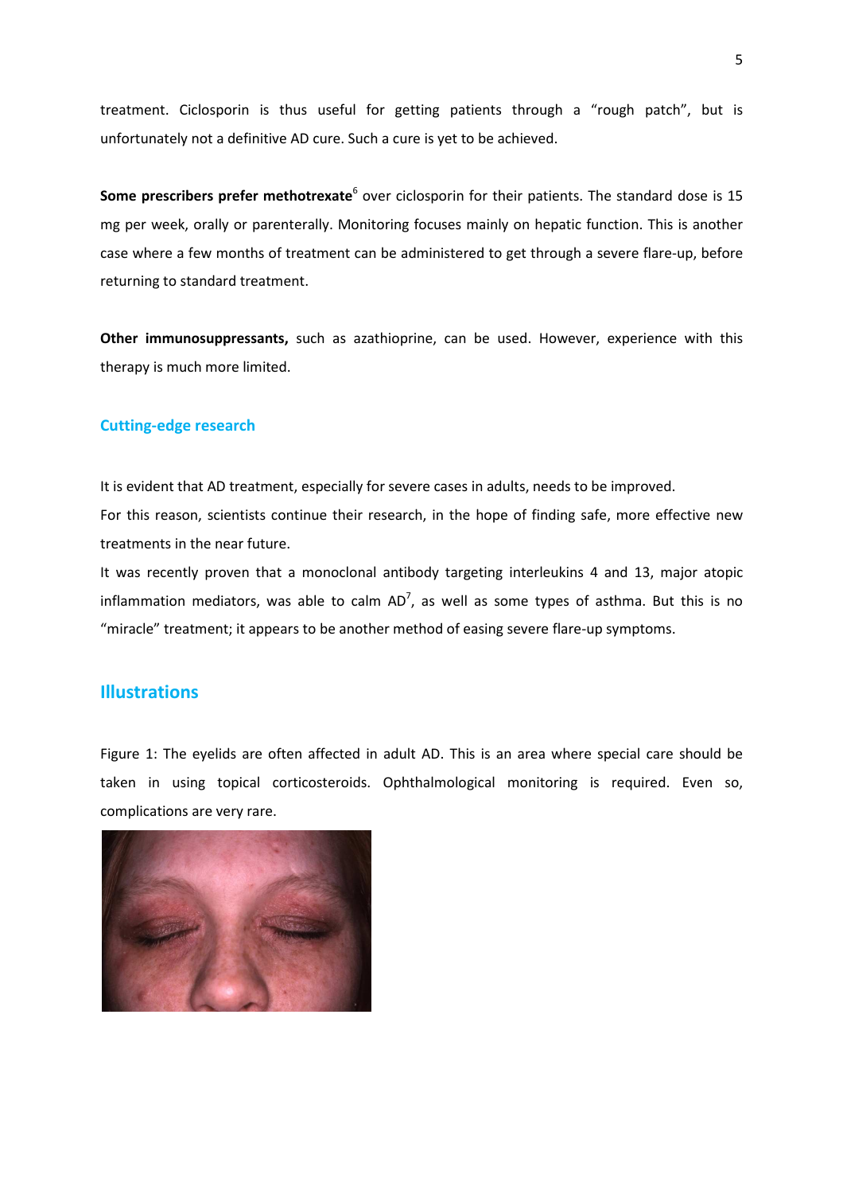treatment. Ciclosporin is thus useful for getting patients through a "rough patch", but is unfortunately not a definitive AD cure. Such a cure is yet to be achieved.

**Some prescribers prefer methotrexate**[6] over ciclosporin for their patients. The standard dose is 15 mg per week, orally or parenterally. Monitoring focuses mainly on hepatic function. This is another case where a few months of treatment can be administered to get through a severe flare-up, before returning to standard treatment.

**Other immunosuppressants,** such as azathioprine, can be used. However, experience with this therapy is much more limited.

### Cutting-edge research

It is evident that AD treatment, especially for severe cases in adults, needs to be improved.

For this reason, scientists continue their research, in the hope of finding safe, more effective new treatments in the near future.

It was recently proven that a monoclonal antibody targeting interleukins 4 and 13, major atopic inflammation mediators, was able to calm AD[7], as well as some types of asthma. But this is no "miracle" treatment; it appears to be another method of easing severe flare-up symptoms.

## Illustrations

Figure 1: The eyelids are often affected in adult AD. This is an area where special care should be taken in using topical corticosteroids. Ophthalmological monitoring is required. Even so, complications are very rare.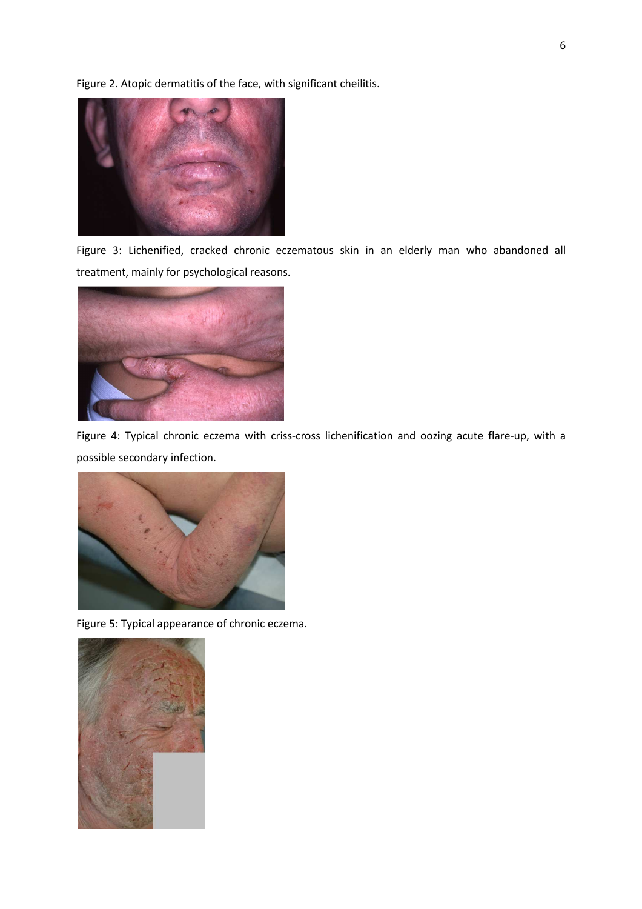Figure 2. Atopic dermatitis of the face, with significant cheilitis.

Figure 3: Lichenified, cracked chronic eczematous skin in an elderly man who abandoned all treatment, mainly for psychological reasons.

Figure 4: Typical chronic eczema with criss-cross lichenification and oozing acute flare-up, with a possible secondary infection.

Figure 5: Typical appearance of chronic eczema.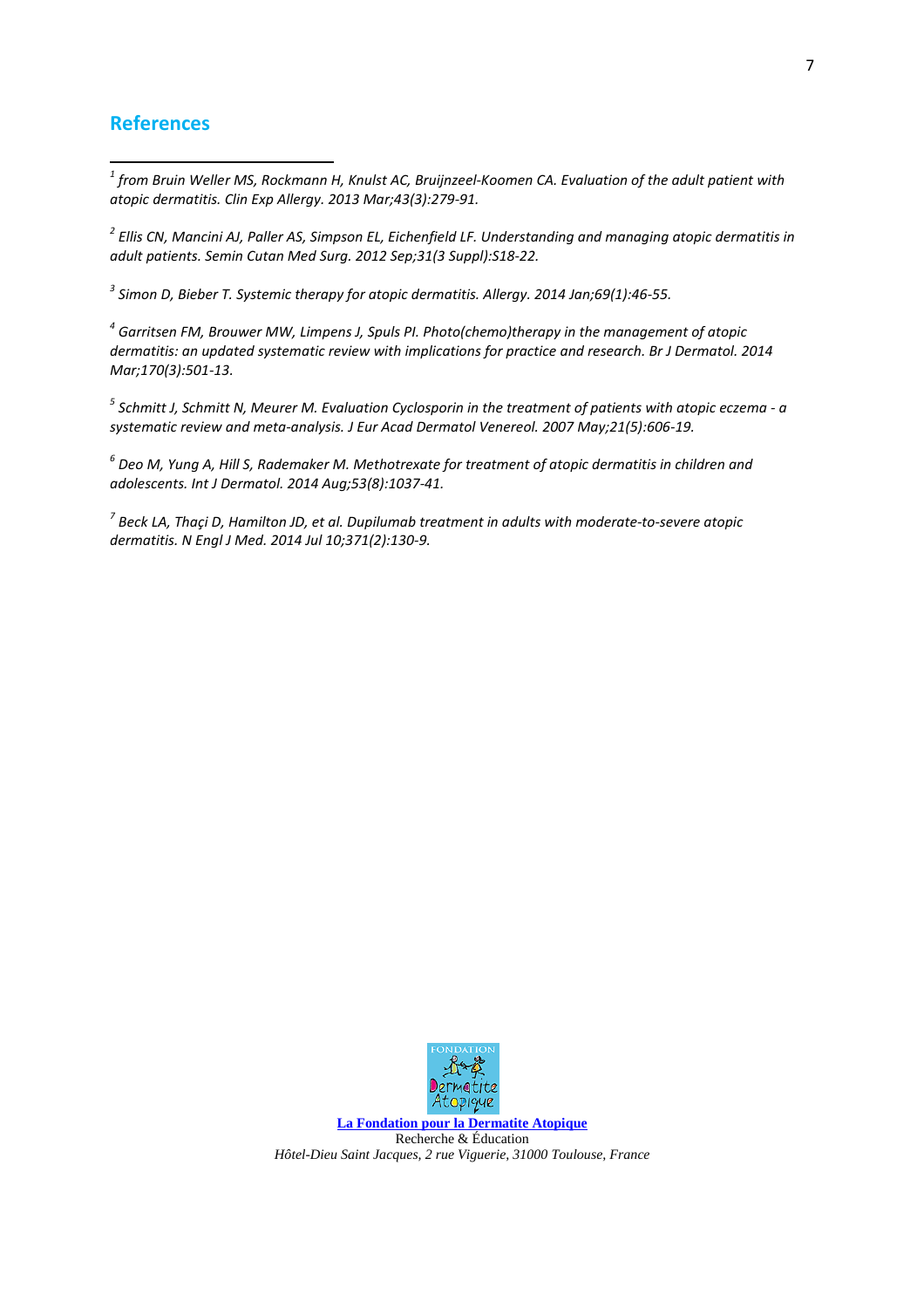## References

[1] from Bruin Weller MS, Rockmann H, Knulst AC, Bruijnzeel-Koomen CA. Evaluation of the adult patient with atopic dermatitis. Clin Exp Allergy. 2013 Mar;43(3):279-91.

[2] Ellis CN, Mancini AJ, Paller AS, Simpson EL, Eichenfield LF. Understanding and managing atopic dermatitis in adult patients. Semin Cutan Med Surg. 2012 Sep;31(3 Suppl):S18-22.

[3] Simon D, Bieber T. Systemic therapy for atopic dermatitis. Allergy. 2014 Jan;69(1):46-55.

[4] Garritsen FM, Brouwer MW, Limpens J, Spuls PI. Photo(chemo)therapy in the management of atopic dermatitis: an updated systematic review with implications for practice and research. Br J Dermatol. 2014 Mar;170(3):501-13.

[5] Schmitt J, Schmitt N, Meurer M. Evaluation Cyclosporin in the treatment of patients with atopic eczema - a systematic review and meta-analysis. J Eur Acad Dermatol Venereol. 2007 May;21(5):606-19.

[6] Deo M, Yung A, Hill S, Rademaker M. Methotrexate for treatment of atopic dermatitis in children and adolescents. Int J Dermatol. 2014 Aug;53(8):1037-41.

[7] Beck LA, Thaçi D, Hamilton JD, et al. Dupilumab treatment in adults with moderate-to-severe atopic dermatitis. N Engl J Med. 2014 Jul 10;371(2):130-9.

**La Fondation pour la Dermatite Atopique**
Recherche & Éducation
*Hôtel-Dieu Saint Jacques, 2 rue Viguerie, 31000 Toulouse, France*